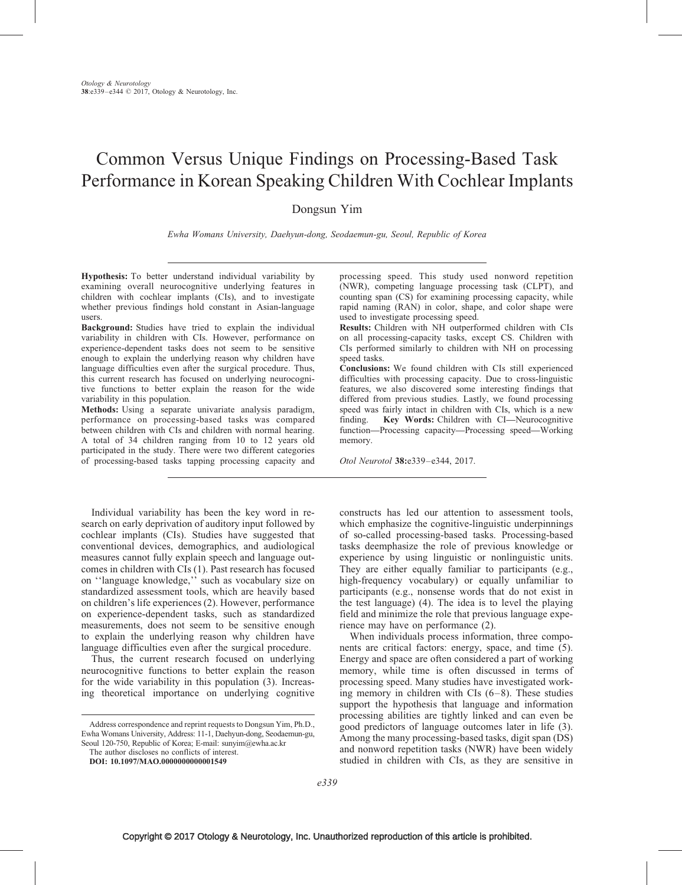# Common Versus Unique Findings on Processing-Based Task Performance in Korean Speaking Children With Cochlear Implants

Dongsun Yim

*Ewha Womans University, Daehyun-dong, Seodaemun-gu, Seoul, Republic of Korea*

**Hypothesis:** To better understand individual variability by examining overall neurocognitive underlying features in children with cochlear implants (CIs), and to investigate whether previous findings hold constant in Asian-language users.

**Background:** Studies have tried to explain the individual variability in children with CIs. However, performance on experience-dependent tasks does not seem to be sensitive enough to explain the underlying reason why children have language difficulties even after the surgical procedure. Thus, this current research has focused on underlying neurocognitive functions to better explain the reason for the wide variability in this population.

**Methods:** Using a separate univariate analysis paradigm, performance on processing-based tasks was compared between children with CIs and children with normal hearing. A total of 34 children ranging from 10 to 12 years old participated in the study. There were two different categories of processing-based tasks tapping processing capacity and processing speed. This study used nonword repetition (NWR), competing language processing task (CLPT), and counting span (CS) for examining processing capacity, while rapid naming (RAN) in color, shape, and color shape were used to investigate processing speed.

**Results:** Children with NH outperformed children with CIs on all processing-capacity tasks, except CS. Children with CIs performed similarly to children with NH on processing speed tasks.

**Conclusions:** We found children with CIs still experienced difficulties with processing capacity. Due to cross-linguistic features, we also discovered some interesting findings that differed from previous studies. Lastly, we found processing speed was fairly intact in children with CIs, which is a new finding. **Key Words:** Children with CI—Neurocognitive function—Processing capacity—Processing speed—Working memory.

*Otol Neurotol* **38:**e339–e344, 2017.

Individual variability has been the key word in research on early deprivation of auditory input followed by cochlear implants (CIs). Studies have suggested that conventional devices, demographics, and audiological measures cannot fully explain speech and language outcomes in children with CIs (1). Past research has focused on ''language knowledge,'' such as vocabulary size on standardized assessment tools, which are heavily based on children's life experiences (2). However, performance on experience-dependent tasks, such as standardized measurements, does not seem to be sensitive enough to explain the underlying reason why children have language difficulties even after the surgical procedure.

Thus, the current research focused on underlying neurocognitive functions to better explain the reason for the wide variability in this population (3). Increasing theoretical importance on underlying cognitive constructs has led our attention to assessment tools, which emphasize the cognitive-linguistic underpinnings of so-called processing-based tasks. Processing-based tasks deemphasize the role of previous knowledge or experience by using linguistic or nonlinguistic units. They are either equally familiar to participants (e.g., high-frequency vocabulary) or equally unfamiliar to participants (e.g., nonsense words that do not exist in the test language) (4). The idea is to level the playing field and minimize the role that previous language experience may have on performance (2).

When individuals process information, three components are critical factors: energy, space, and time (5). Energy and space are often considered a part of working memory, while time is often discussed in terms of processing speed. Many studies have investigated working memory in children with CIs (6–8). These studies support the hypothesis that language and information processing abilities are tightly linked and can even be good predictors of language outcomes later in life (3). Among the many processing-based tasks, digit span (DS) and nonword repetition tasks (NWR) have been widely studied in children with CIs, as they are sensitive in

Address correspondence and reprint requests to Dongsun Yim, Ph.D., Ewha Womans University, Address: 11-1, Daehyun-dong, Seodaemun-gu, Seoul 120-750, Republic of Korea; E-mail: sunyim@ewha.ac.kr

The author discloses no conflicts of interest.

**DOI: 10.1097/MAO.0000000000001549**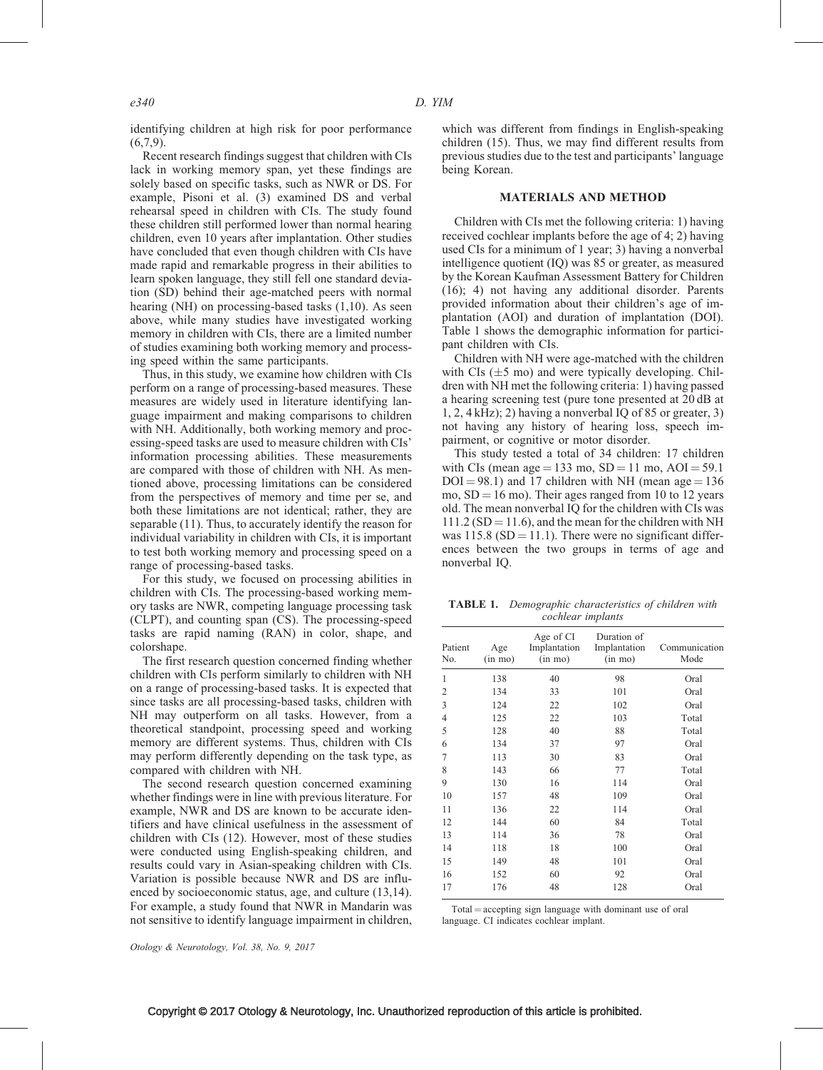identifying children at high risk for poor performance (6,7,9).

Recent research findings suggest that children with CIs lack in working memory span, yet these findings are solely based on specific tasks, such as NWR or DS. For example, Pisoni et al. (3) examined DS and verbal rehearsal speed in children with CIs. The study found these children still performed lower than normal hearing children, even 10 years after implantation. Other studies have concluded that even though children with CIs have made rapid and remarkable progress in their abilities to learn spoken language, they still fell one standard deviation (SD) behind their age-matched peers with normal hearing (NH) on processing-based tasks (1,10). As seen above, while many studies have investigated working memory in children with CIs, there are a limited number of studies examining both working memory and processing speed within the same participants.

Thus, in this study, we examine how children with CIs perform on a range of processing-based measures. These measures are widely used in literature identifying language impairment and making comparisons to children with NH. Additionally, both working memory and processing-speed tasks are used to measure children with CIs' information processing abilities. These measurements are compared with those of children with NH. As mentioned above, processing limitations can be considered from the perspectives of memory and time per se, and both these limitations are not identical; rather, they are separable (11). Thus, to accurately identify the reason for individual variability in children with CIs, it is important to test both working memory and processing speed on a range of processing-based tasks.

For this study, we focused on processing abilities in children with CIs. The processing-based working memory tasks are NWR, competing language processing task (CLPT), and counting span (CS). The processing-speed tasks are rapid naming (RAN) in color, shape, and colorshape.

The first research question concerned finding whether children with CIs perform similarly to children with NH on a range of processing-based tasks. It is expected that since tasks are all processing-based tasks, children with NH may outperform on all tasks. However, from a theoretical standpoint, processing speed and working memory are different systems. Thus, children with CIs may perform differently depending on the task type, as compared with children with NH.

The second research question concerned examining whether findings were in line with previous literature. For example, NWR and DS are known to be accurate identifiers and have clinical usefulness in the assessment of children with CIs (12). However, most of these studies were conducted using English-speaking children, and results could vary in Asian-speaking children with CIs. Variation is possible because NWR and DS are influenced by socioeconomic status, age, and culture (13,14). For example, a study found that NWR in Mandarin was not sensitive to identify language impairment in children, which was different from findings in English-speaking children (15). Thus, we may find different results from previous studies due to the test and participants' language being Korean.

## MATERIALS AND METHOD

Children with CIs met the following criteria: 1) having received cochlear implants before the age of 4; 2) having used CIs for a minimum of 1 year; 3) having a nonverbal intelligence quotient (IQ) was 85 or greater, as measured by the Korean Kaufman Assessment Battery for Children (16); 4) not having any additional disorder. Parents provided information about their children's age of implantation (AOI) and duration of implantation (DOI). Table 1 shows the demographic information for participant children with CIs.

Children with NH were age-matched with the children with CIs ($\pm$5 mo) and were typically developing. Children with NH met the following criteria: 1) having passed a hearing screening test (pure tone presented at 20 dB at 1, 2, 4 kHz); 2) having a nonverbal IQ of 85 or greater, 3) not having any history of hearing loss, speech impairment, or cognitive or motor disorder.

This study tested a total of 34 children: 17 children with CIs (mean age = 133 mo, SD = 11 mo, AOI = 59.1 DOI = 98.1) and 17 children with NH (mean age = 136 mo, SD = 16 mo). Their ages ranged from 10 to 12 years old. The mean nonverbal IQ for the children with CIs was 111.2 (SD = 11.6), and the mean for the children with NH was 115.8 (SD = 11.1). There were no significant differences between the two groups in terms of age and nonverbal IQ.

**TABLE 1.** *Demographic characteristics of children with cochlear implants*

| Patient No. | Age (in mo) | Age of CI Implantation (in mo) | Duration of Implantation (in mo) | Communication Mode |
|---|---|---|---|---|
| 1 | 138 | 40 | 98 | Oral |
| 2 | 134 | 33 | 101 | Oral |
| 3 | 124 | 22 | 102 | Oral |
| 4 | 125 | 22 | 103 | Total |
| 5 | 128 | 40 | 88 | Total |
| 6 | 134 | 37 | 97 | Oral |
| 7 | 113 | 30 | 83 | Oral |
| 8 | 143 | 66 | 77 | Total |
| 9 | 130 | 16 | 114 | Oral |
| 10 | 157 | 48 | 109 | Oral |
| 11 | 136 | 22 | 114 | Oral |
| 12 | 144 | 60 | 84 | Total |
| 13 | 114 | 36 | 78 | Oral |
| 14 | 118 | 18 | 100 | Oral |
| 15 | 149 | 48 | 101 | Oral |
| 16 | 152 | 60 | 92 | Oral |
| 17 | 176 | 48 | 128 | Oral |

Total = accepting sign language with dominant use of oral language. CI indicates cochlear implant.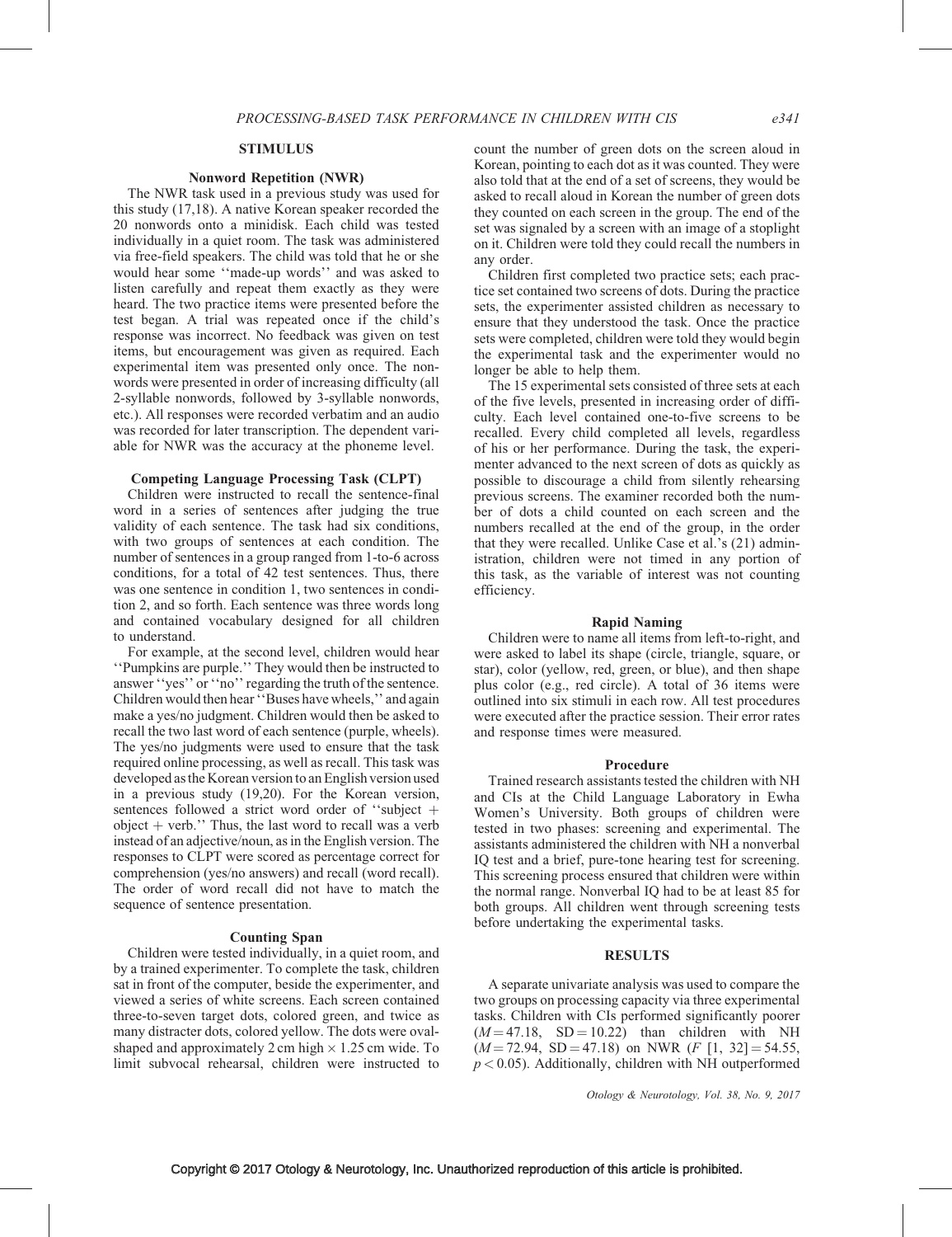## STIMULUS

### Nonword Repetition (NWR)

The NWR task used in a previous study was used for this study (17,18). A native Korean speaker recorded the 20 nonwords onto a minidisk. Each child was tested individually in a quiet room. The task was administered via free-field speakers. The child was told that he or she would hear some ''made-up words'' and was asked to listen carefully and repeat them exactly as they were heard. The two practice items were presented before the test began. A trial was repeated once if the child's response was incorrect. No feedback was given on test items, but encouragement was given as required. Each experimental item was presented only once. The nonwords were presented in order of increasing difficulty (all 2-syllable nonwords, followed by 3-syllable nonwords, etc.). All responses were recorded verbatim and an audio was recorded for later transcription. The dependent variable for NWR was the accuracy at the phoneme level.

### Competing Language Processing Task (CLPT)

Children were instructed to recall the sentence-final word in a series of sentences after judging the true validity of each sentence. The task had six conditions, with two groups of sentences at each condition. The number of sentences in a group ranged from 1-to-6 across conditions, for a total of 42 test sentences. Thus, there was one sentence in condition 1, two sentences in condition 2, and so forth. Each sentence was three words long and contained vocabulary designed for all children to understand.

For example, at the second level, children would hear ''Pumpkins are purple.'' They would then be instructed to answer ''yes'' or ''no'' regarding the truth of the sentence. Children would then hear ''Buses have wheels,'' and again make a yes/no judgment. Children would then be asked to recall the two last word of each sentence (purple, wheels). The yes/no judgments were used to ensure that the task required online processing, as well as recall. This task was developed as the Korean version to an English version used in a previous study (19,20). For the Korean version, sentences followed a strict word order of ''subject + object + verb.'' Thus, the last word to recall was a verb instead of an adjective/noun, as in the English version. The responses to CLPT were scored as percentage correct for comprehension (yes/no answers) and recall (word recall). The order of word recall did not have to match the sequence of sentence presentation.

### Counting Span

Children were tested individually, in a quiet room, and by a trained experimenter. To complete the task, children sat in front of the computer, beside the experimenter, and viewed a series of white screens. Each screen contained three-to-seven target dots, colored green, and twice as many distracter dots, colored yellow. The dots were oval-shaped and approximately 2 cm high × 1.25 cm wide. To limit subvocal rehearsal, children were instructed to count the number of green dots on the screen aloud in Korean, pointing to each dot as it was counted. They were also told that at the end of a set of screens, they would be asked to recall aloud in Korean the number of green dots they counted on each screen in the group. The end of the set was signaled by a screen with an image of a stoplight on it. Children were told they could recall the numbers in any order.

Children first completed two practice sets; each practice set contained two screens of dots. During the practice sets, the experimenter assisted children as necessary to ensure that they understood the task. Once the practice sets were completed, children were told they would begin the experimental task and the experimenter would no longer be able to help them.

The 15 experimental sets consisted of three sets at each of the five levels, presented in increasing order of difficulty. Each level contained one-to-five screens to be recalled. Every child completed all levels, regardless of his or her performance. During the task, the experimenter advanced to the next screen of dots as quickly as possible to discourage a child from silently rehearsing previous screens. The examiner recorded both the number of dots a child counted on each screen and the numbers recalled at the end of the group, in the order that they were recalled. Unlike Case et al.'s (21) administration, children were not timed in any portion of this task, as the variable of interest was not counting efficiency.

### Rapid Naming

Children were to name all items from left-to-right, and were asked to label its shape (circle, triangle, square, or star), color (yellow, red, green, or blue), and then shape plus color (e.g., red circle). A total of 36 items were outlined into six stimuli in each row. All test procedures were executed after the practice session. Their error rates and response times were measured.

### Procedure

Trained research assistants tested the children with NH and CIs at the Child Language Laboratory in Ewha Women's University. Both groups of children were tested in two phases: screening and experimental. The assistants administered the children with NH a nonverbal IQ test and a brief, pure-tone hearing test for screening. This screening process ensured that children were within the normal range. Nonverbal IQ had to be at least 85 for both groups. All children went through screening tests before undertaking the experimental tasks.

## RESULTS

A separate univariate analysis was used to compare the two groups on processing capacity via three experimental tasks. Children with CIs performed significantly poorer ($M = 47.18$, $SD = 10.22$) than children with NH ($M = 72.94$, $SD = 47.18$) on NWR ($F\ [1,\ 32] = 54.55$, $p < 0.05$). Additionally, children with NH outperformed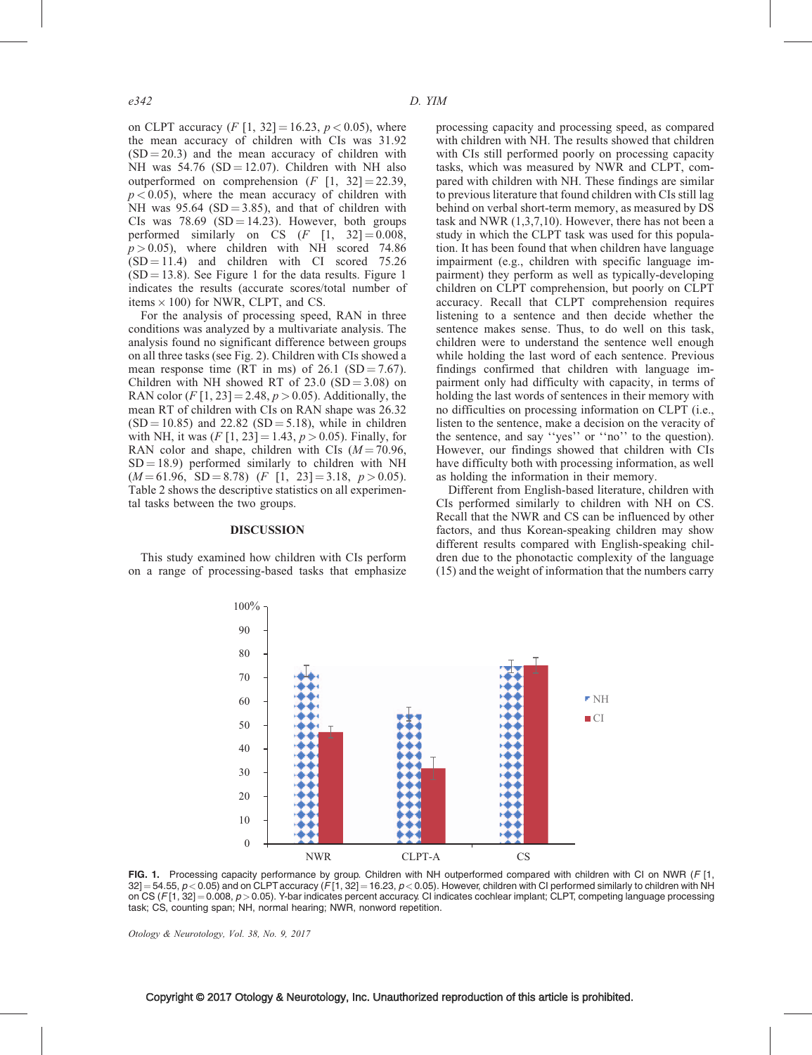on CLPT accuracy ($F$ [1, 32] = 16.23, $p < 0.05$), where the mean accuracy of children with CIs was 31.92 (SD = 20.3) and the mean accuracy of children with NH was 54.76 (SD = 12.07). Children with NH also outperformed on comprehension ($F$ [1, 32] = 22.39, $p < 0.05$), where the mean accuracy of children with NH was 95.64 (SD = 3.85), and that of children with CIs was 78.69 (SD = 14.23). However, both groups performed similarly on CS ($F$ [1, 32] = 0.008, $p > 0.05$), where children with NH scored 74.86 (SD = 11.4) and children with CI scored 75.26 (SD = 13.8). See Figure 1 for the data results. Figure 1 indicates the results (accurate scores/total number of items × 100) for NWR, CLPT, and CS.

For the analysis of processing speed, RAN in three conditions was analyzed by a multivariate analysis. The analysis found no significant difference between groups on all three tasks (see Fig. 2). Children with CIs showed a mean response time (RT in ms) of 26.1 (SD = 7.67). Children with NH showed RT of 23.0 (SD = 3.08) on RAN color ($F$ [1, 23] = 2.48, $p > 0.05$). Additionally, the mean RT of children with CIs on RAN shape was 26.32 (SD = 10.85) and 22.82 (SD = 5.18), while in children with NH, it was ($F$ [1, 23] = 1.43, $p > 0.05$). Finally, for RAN color and shape, children with CIs ($M$ = 70.96, SD = 18.9) performed similarly to children with NH ($M$ = 61.96, SD = 8.78) ($F$ [1, 23] = 3.18, $p > 0.05$). Table 2 shows the descriptive statistics on all experimental tasks between the two groups.

## DISCUSSION

This study examined how children with CIs perform on a range of processing-based tasks that emphasize processing capacity and processing speed, as compared with children with NH. The results showed that children with CIs still performed poorly on processing capacity tasks, which was measured by NWR and CLPT, compared with children with NH. These findings are similar to previous literature that found children with CIs still lag behind on verbal short-term memory, as measured by DS task and NWR (1,3,7,10). However, there has not been a study in which the CLPT task was used for this population. It has been found that when children have language impairment (e.g., children with specific language impairment) they perform as well as typically-developing children on CLPT comprehension, but poorly on CLPT accuracy. Recall that CLPT comprehension requires listening to a sentence and then decide whether the sentence makes sense. Thus, to do well on this task, children were to understand the sentence well enough while holding the last word of each sentence. Previous findings confirmed that children with language impairment only had difficulty with capacity, in terms of holding the last words of sentences in their memory with no difficulties on processing information on CLPT (i.e., listen to the sentence, make a decision on the veracity of the sentence, and say ''yes'' or ''no'' to the question). However, our findings showed that children with CIs have difficulty both with processing information, as well as holding the information in their memory.

Different from English-based literature, children with CIs performed similarly to children with NH on CS. Recall that the NWR and CS can be influenced by other factors, and thus Korean-speaking children may show different results compared with English-speaking children due to the phonotactic complexity of the language (15) and the weight of information that the numbers carry

**FIG. 1.** Processing capacity performance by group. Children with NH outperformed compared with children with CI on NWR ($F$ [1, 32] = 54.55, $p < 0.05$) and on CLPT accuracy ($F$ [1, 32] = 16.23, $p < 0.05$). However, children with CI performed similarly to children with NH on CS ($F$ [1, 32] = 0.008, $p > 0.05$). Y-bar indicates percent accuracy. CI indicates cochlear implant; CLPT, competing language processing task; CS, counting span; NH, normal hearing; NWR, nonword repetition.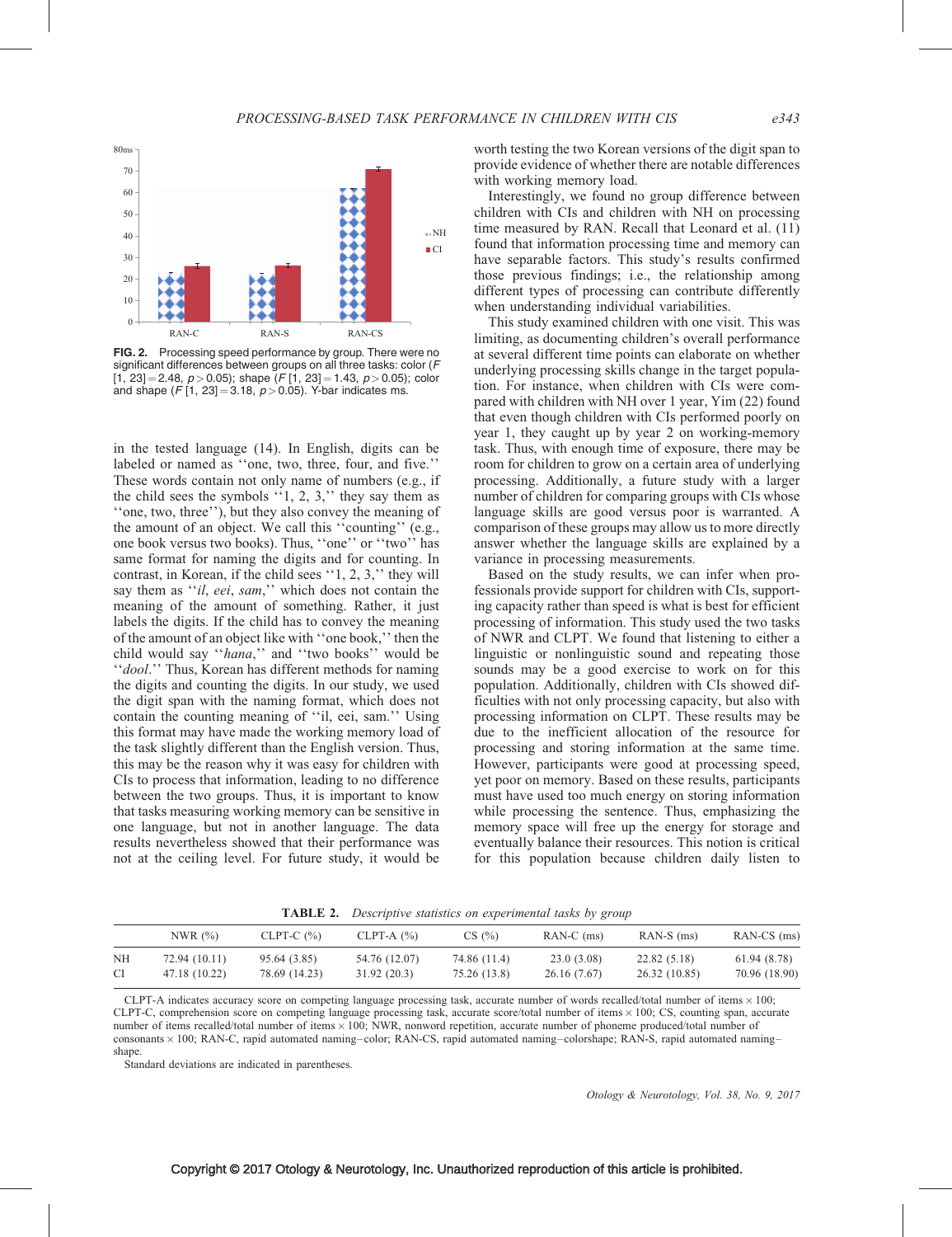FIG. 2. Processing speed performance by group. There were no significant differences between groups on all three tasks: color ($F$ [1, 23] = 2.48, $p > 0.05$); shape ($F$ [1, 23] = 1.43, $p > 0.05$); color and shape ($F$ [1, 23] = 3.18, $p > 0.05$). Y-bar indicates ms.

in the tested language (14). In English, digits can be labeled or named as ''one, two, three, four, and five.'' These words contain not only name of numbers (e.g., if the child sees the symbols ''1, 2, 3,'' they say them as ''one, two, three''), but they also convey the meaning of the amount of an object. We call this ''counting'' (e.g., one book versus two books). Thus, ''one'' or ''two'' has same format for naming the digits and for counting. In contrast, in Korean, if the child sees ''1, 2, 3,'' they will say them as ''*il*, *eei*, *sam*,'' which does not contain the meaning of the amount of something. Rather, it just labels the digits. If the child has to convey the meaning of the amount of an object like with ''one book,'' then the child would say ''*hana*,'' and ''two books'' would be ''*dool*.'' Thus, Korean has different methods for naming the digits and counting the digits. In our study, we used the digit span with the naming format, which does not contain the counting meaning of ''il, eei, sam.'' Using this format may have made the working memory load of the task slightly different than the English version. Thus, this may be the reason why it was easy for children with CIs to process that information, leading to no difference between the two groups. Thus, it is important to know that tasks measuring working memory can be sensitive in one language, but not in another language. The data results nevertheless showed that their performance was not at the ceiling level. For future study, it would be worth testing the two Korean versions of the digit span to provide evidence of whether there are notable differences with working memory load.

Interestingly, we found no group difference between children with CIs and children with NH on processing time measured by RAN. Recall that Leonard et al. (11) found that information processing time and memory can have separable factors. This study's results confirmed those previous findings; i.e., the relationship among different types of processing can contribute differently when understanding individual variabilities.

This study examined children with one visit. This was limiting, as documenting children's overall performance at several different time points can elaborate on whether underlying processing skills change in the target population. For instance, when children with CIs were compared with children with NH over 1 year, Yim (22) found that even though children with CIs performed poorly on year 1, they caught up by year 2 on working-memory task. Thus, with enough time of exposure, there may be room for children to grow on a certain area of underlying processing. Additionally, a future study with a larger number of children for comparing groups with CIs whose language skills are good versus poor is warranted. A comparison of these groups may allow us to more directly answer whether the language skills are explained by a variance in processing measurements.

Based on the study results, we can infer when professionals provide support for children with CIs, supporting capacity rather than speed is what is best for efficient processing of information. This study used the two tasks of NWR and CLPT. We found that listening to either a linguistic or nonlinguistic sound and repeating those sounds may be a good exercise to work on for this population. Additionally, children with CIs showed difficulties with not only processing capacity, but also with processing information on CLPT. These results may be due to the inefficient allocation of the resource for processing and storing information at the same time. However, participants were good at processing speed, yet poor on memory. Based on these results, participants must have used too much energy on storing information while processing the sentence. Thus, emphasizing the memory space will free up the energy for storage and eventually balance their resources. This notion is critical for this population because children daily listen to

**TABLE 2.** *Descriptive statistics on experimental tasks by group*

| | NWR (%) | CLPT-C (%) | CLPT-A (%) | CS (%) | RAN-C (ms) | RAN-S (ms) | RAN-CS (ms) |
|---|---|---|---|---|---|---|---|
| NH | 72.94 (10.11) | 95.64 (3.85) | 54.76 (12.07) | 74.86 (11.4) | 23.0 (3.08) | 22.82 (5.18) | 61.94 (8.78) |
| CI | 47.18 (10.22) | 78.69 (14.23) | 31.92 (20.3) | 75.26 (13.8) | 26.16 (7.67) | 26.32 (10.85) | 70.96 (18.90) |

CLPT-A indicates accuracy score on competing language processing task, accurate number of words recalled/total number of items × 100; CLPT-C, comprehension score on competing language processing task, accurate score/total number of items × 100; CS, counting span, accurate number of items recalled/total number of items × 100; NWR, nonword repetition, accurate number of phoneme produced/total number of consonants × 100; RAN-C, rapid automated naming–color; RAN-CS, rapid automated naming–colorshape; RAN-S, rapid automated naming–shape.

Standard deviations are indicated in parentheses.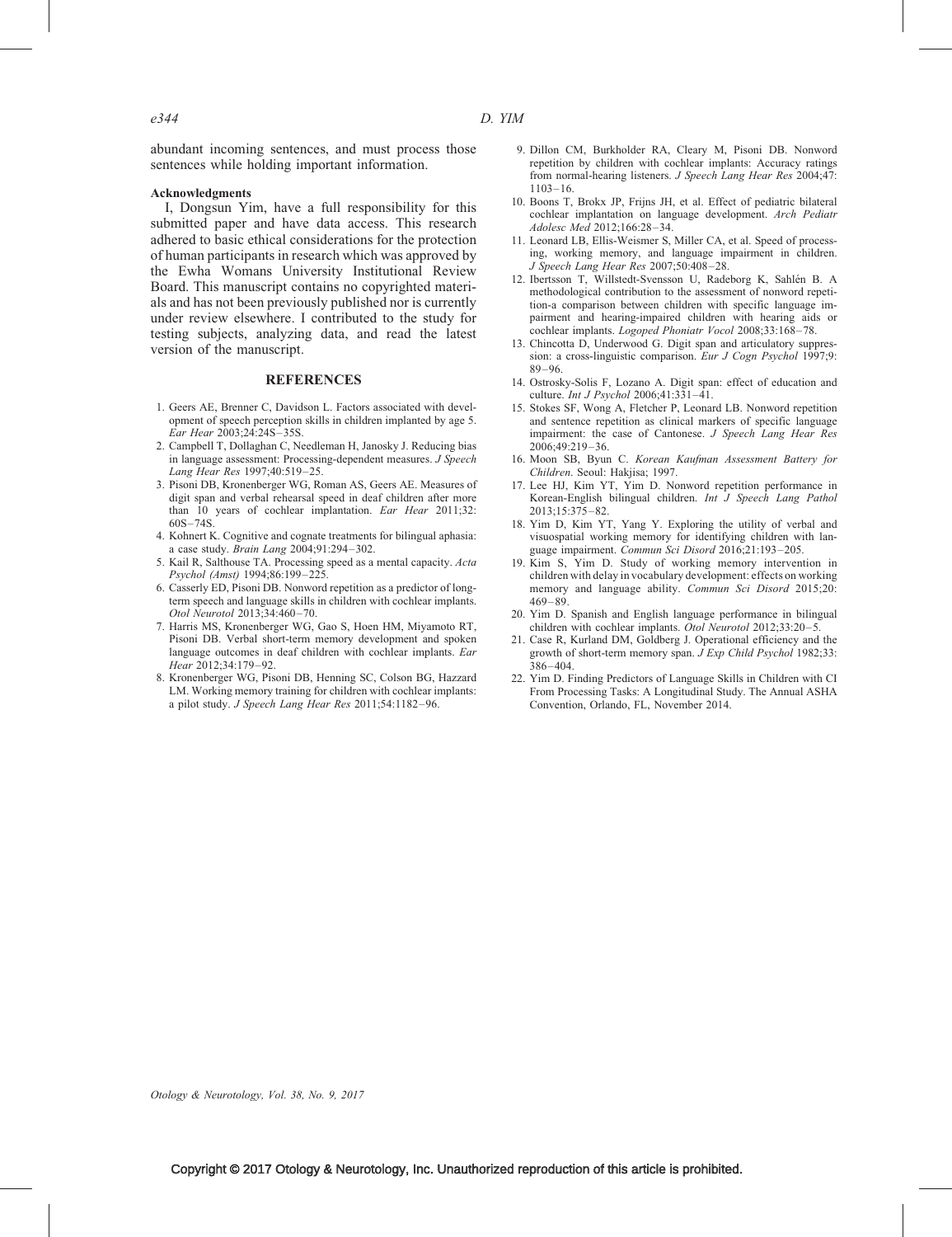abundant incoming sentences, and must process those sentences while holding important information.

**Acknowledgments**

I, Dongsun Yim, have a full responsibility for this submitted paper and have data access. This research adhered to basic ethical considerations for the protection of human participants in research which was approved by the Ewha Womans University Institutional Review Board. This manuscript contains no copyrighted materials and has not been previously published nor is currently under review elsewhere. I contributed to the study for testing subjects, analyzing data, and read the latest version of the manuscript.

## REFERENCES

1. Geers AE, Brenner C, Davidson L. Factors associated with development of speech perception skills in children implanted by age 5. *Ear Hear* 2003;24:24S–35S.
2. Campbell T, Dollaghan C, Needleman H, Janosky J. Reducing bias in language assessment: Processing-dependent measures. *J Speech Lang Hear Res* 1997;40:519–25.
3. Pisoni DB, Kronenberger WG, Roman AS, Geers AE. Measures of digit span and verbal rehearsal speed in deaf children after more than 10 years of cochlear implantation. *Ear Hear* 2011;32: 60S–74S.
4. Kohnert K. Cognitive and cognate treatments for bilingual aphasia: a case study. *Brain Lang* 2004;91:294–302.
5. Kail R, Salthouse TA. Processing speed as a mental capacity. *Acta Psychol (Amst)* 1994;86:199–225.
6. Casserly ED, Pisoni DB. Nonword repetition as a predictor of long-term speech and language skills in children with cochlear implants. *Otol Neurotol* 2013;34:460–70.
7. Harris MS, Kronenberger WG, Gao S, Hoen HM, Miyamoto RT, Pisoni DB. Verbal short-term memory development and spoken language outcomes in deaf children with cochlear implants. *Ear Hear* 2012;34:179–92.
8. Kronenberger WG, Pisoni DB, Henning SC, Colson BG, Hazzard LM. Working memory training for children with cochlear implants: a pilot study. *J Speech Lang Hear Res* 2011;54:1182–96.
9. Dillon CM, Burkholder RA, Cleary M, Pisoni DB. Nonword repetition by children with cochlear implants: Accuracy ratings from normal-hearing listeners. *J Speech Lang Hear Res* 2004;47: 1103–16.
10. Boons T, Brokx JP, Frijns JH, et al. Effect of pediatric bilateral cochlear implantation on language development. *Arch Pediatr Adolesc Med* 2012;166:28–34.
11. Leonard LB, Ellis-Weismer S, Miller CA, et al. Speed of processing, working memory, and language impairment in children. *J Speech Lang Hear Res* 2007;50:408–28.
12. Ibertsson T, Willstedt-Svensson U, Radeborg K, Sahlén B. A methodological contribution to the assessment of nonword repetition-a comparison between children with specific language impairment and hearing-impaired children with hearing aids or cochlear implants. *Logoped Phoniatr Vocol* 2008;33:168–78.
13. Chincotta D, Underwood G. Digit span and articulatory suppression: a cross-linguistic comparison. *Eur J Cogn Psychol* 1997;9: 89–96.
14. Ostrosky-Solis F, Lozano A. Digit span: effect of education and culture. *Int J Psychol* 2006;41:331–41.
15. Stokes SF, Wong A, Fletcher P, Leonard LB. Nonword repetition and sentence repetition as clinical markers of specific language impairment: the case of Cantonese. *J Speech Lang Hear Res* 2006;49:219–36.
16. Moon SB, Byun C. *Korean Kaufman Assessment Battery for Children*. Seoul: Hakjisa; 1997.
17. Lee HJ, Kim YT, Yim D. Nonword repetition performance in Korean-English bilingual children. *Int J Speech Lang Pathol* 2013;15:375–82.
18. Yim D, Kim YT, Yang Y. Exploring the utility of verbal and visuospatial working memory for identifying children with language impairment. *Commun Sci Disord* 2016;21:193–205.
19. Kim S, Yim D. Study of working memory intervention in children with delay in vocabulary development: effects on working memory and language ability. *Commun Sci Disord* 2015;20: 469–89.
20. Yim D. Spanish and English language performance in bilingual children with cochlear implants. *Otol Neurotol* 2012;33:20–5.
21. Case R, Kurland DM, Goldberg J. Operational efficiency and the growth of short-term memory span. *J Exp Child Psychol* 1982;33: 386–404.
22. Yim D. Finding Predictors of Language Skills in Children with CI From Processing Tasks: A Longitudinal Study. The Annual ASHA Convention, Orlando, FL, November 2014.